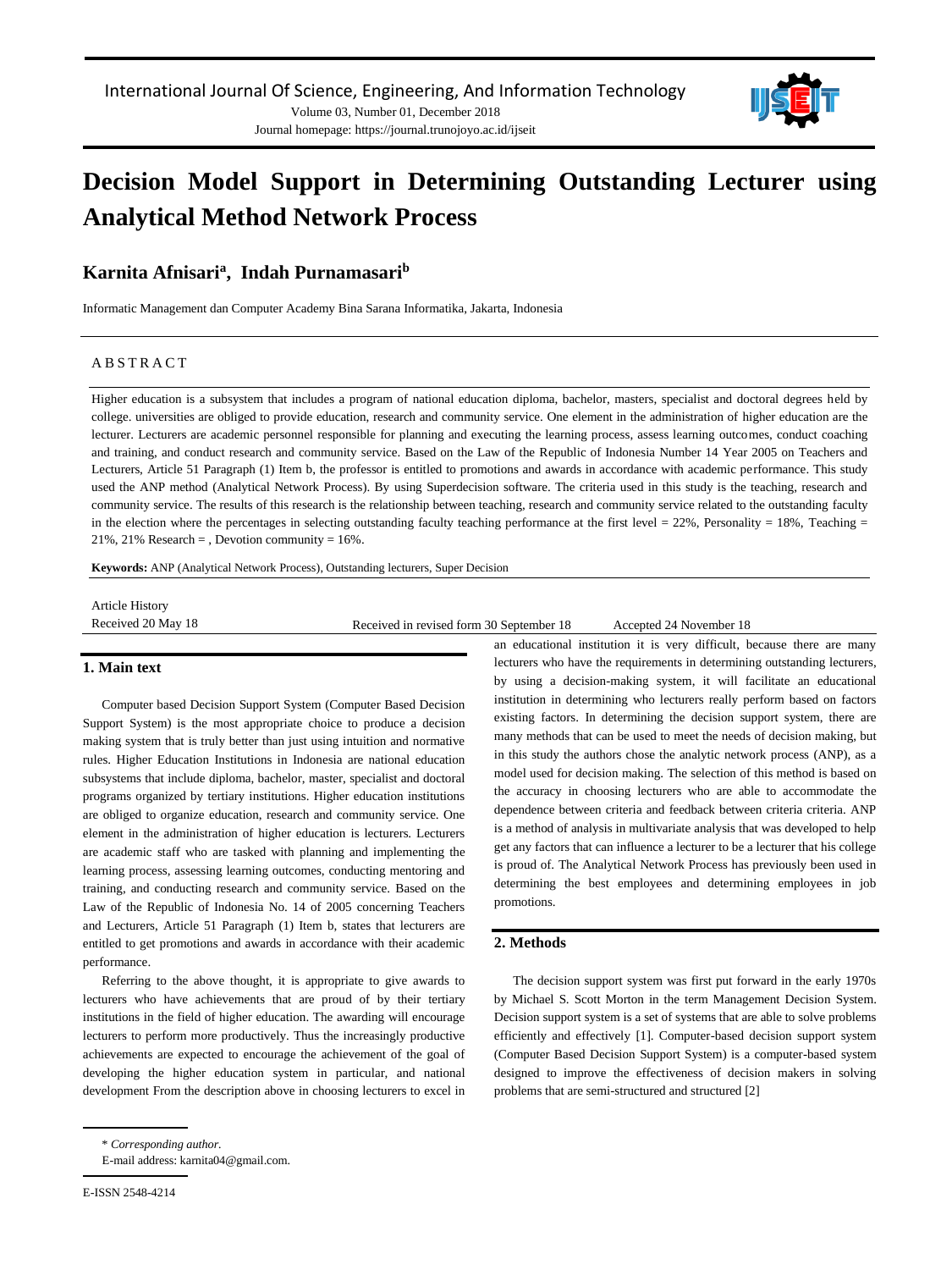# Decision Model Support in Determining Outstanding Lecturer using Analytical Method Network Process

**Karnita Afnisari[a], Indah Purnamasari[b]**

Informatic Management dan Computer Academy Bina Sarana Informatika, Jakarta, Indonesia

## ABSTRACT

Higher education is a subsystem that includes a program of national education diploma, bachelor, masters, specialist and doctoral degrees held by college. universities are obliged to provide education, research and community service. One element in the administration of higher education are the lecturer. Lecturers are academic personnel responsible for planning and executing the learning process, assess learning outcomes, conduct coaching and training, and conduct research and community service. Based on the Law of the Republic of Indonesia Number 14 Year 2005 on Teachers and Lecturers, Article 51 Paragraph (1) Item b, the professor is entitled to promotions and awards in accordance with academic performance. This study used the ANP method (Analytical Network Process). By using Superdecision software. The criteria used in this study is the teaching, research and community service. The results of this research is the relationship between teaching, research and community service related to the outstanding faculty in the election where the percentages in selecting outstanding faculty teaching performance at the first level = 22%, Personality = 18%, Teaching = 21%, 21% Research = , Devotion community = 16%.

**Keywords:** ANP (Analytical Network Process), Outstanding lecturers, Super Decision

Article History
Received 20 May 18 | Received in revised form 30 September 18 | Accepted 24 November 18

## 1. Main text

Computer based Decision Support System (Computer Based Decision Support System) is the most appropriate choice to produce a decision making system that is truly better than just using intuition and normative rules. Higher Education Institutions in Indonesia are national education subsystems that include diploma, bachelor, master, specialist and doctoral programs organized by tertiary institutions. Higher education institutions are obliged to organize education, research and community service. One element in the administration of higher education is lecturers. Lecturers are academic staff who are tasked with planning and implementing the learning process, assessing learning outcomes, conducting mentoring and training, and conducting research and community service. Based on the Law of the Republic of Indonesia No. 14 of 2005 concerning Teachers and Lecturers, Article 51 Paragraph (1) Item b, states that lecturers are entitled to get promotions and awards in accordance with their academic performance.

Referring to the above thought, it is appropriate to give awards to lecturers who have achievements that are proud of by their tertiary institutions in the field of higher education. The awarding will encourage lecturers to perform more productively. Thus the increasingly productive achievements are expected to encourage the achievement of the goal of developing the higher education system in particular, and national development From the description above in choosing lecturers to excel in an educational institution it is very difficult, because there are many lecturers who have the requirements in determining outstanding lecturers, by using a decision-making system, it will facilitate an educational institution in determining who lecturers really perform based on factors existing factors. In determining the decision support system, there are many methods that can be used to meet the needs of decision making, but in this study the authors chose the analytic network process (ANP), as a model used for decision making. The selection of this method is based on the accuracy in choosing lecturers who are able to accommodate the dependence between criteria and feedback between criteria criteria. ANP is a method of analysis in multivariate analysis that was developed to help get any factors that can influence a lecturer to be a lecturer that his college is proud of. The Analytical Network Process has previously been used in determining the best employees and determining employees in job promotions.

## 2. Methods

The decision support system was first put forward in the early 1970s by Michael S. Scott Morton in the term Management Decision System. Decision support system is a set of systems that are able to solve problems efficiently and effectively [1]. Computer-based decision support system (Computer Based Decision Support System) is a computer-based system designed to improve the effectiveness of decision makers in solving problems that are semi-structured and structured [2]

\* *Corresponding author.*
E-mail address: karnita04@gmail.com.

E-ISSN 2548-4214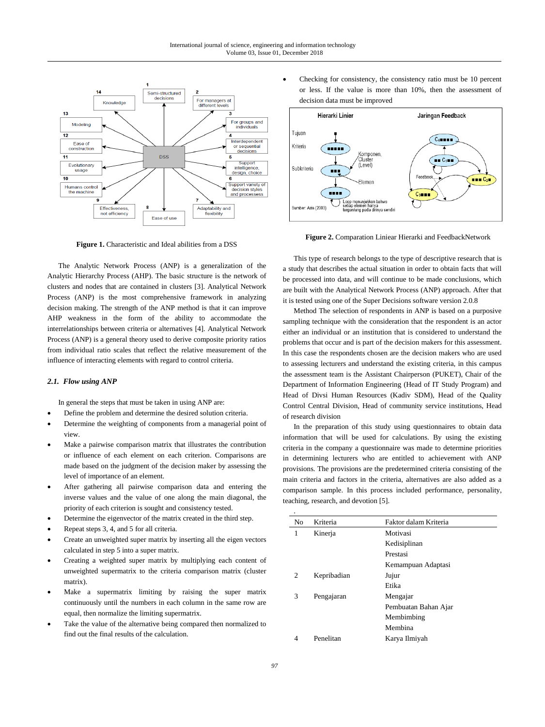**Figure 1.** Characteristic and Ideal abilities from a DSS

The Analytic Network Process (ANP) is a generalization of the Analytic Hierarchy Process (AHP). The basic structure is the network of clusters and nodes that are contained in clusters [3]. Analytical Network Process (ANP) is the most comprehensive framework in analyzing decision making. The strength of the ANP method is that it can improve AHP weakness in the form of the ability to accommodate the interrelationships between criteria or alternatives [4]. Analytical Network Process (ANP) is a general theory used to derive composite priority ratios from individual ratio scales that reflect the relative measurement of the influence of interacting elements with regard to control criteria.

### *2.1. Flow using ANP*

In general the steps that must be taken in using ANP are:

- Define the problem and determine the desired solution criteria.
- Determine the weighting of components from a managerial point of view.
- Make a pairwise comparison matrix that illustrates the contribution or influence of each element on each criterion. Comparisons are made based on the judgment of the decision maker by assessing the level of importance of an element.
- After gathering all pairwise comparison data and entering the inverse values and the value of one along the main diagonal, the priority of each criterion is sought and consistency tested.
- Determine the eigenvector of the matrix created in the third step.
- Repeat steps 3, 4, and 5 for all criteria.
- Create an unweighted super matrix by inserting all the eigen vectors calculated in step 5 into a super matrix.
- Creating a weighted super matrix by multiplying each content of unweighted supermatrix to the criteria comparison matrix (cluster matrix).
- Make a supermatrix limiting by raising the super matrix continuously until the numbers in each column in the same row are equal, then normalize the limiting supermatrix.
- Take the value of the alternative being compared then normalized to find out the final results of the calculation.
- Checking for consistency, the consistency ratio must be 10 percent or less. If the value is more than 10%, then the assessment of decision data must be improved

**Figure 2.** Comparation Liniear Hierarki and FeedbackNetwork

This type of research belongs to the type of descriptive research that is a study that describes the actual situation in order to obtain facts that will be processed into data, and will continue to be made conclusions, which are built with the Analytical Network Process (ANP) approach. After that it is tested using one of the Super Decisions software version 2.0.8

Method The selection of respondents in ANP is based on a purposive sampling technique with the consideration that the respondent is an actor either an individual or an institution that is considered to understand the problems that occur and is part of the decision makers for this assessment. In this case the respondents chosen are the decision makers who are used to assessing lecturers and understand the existing criteria, in this campus the assessment team is the Assistant Chairperson (PUKET), Chair of the Department of Information Engineering (Head of IT Study Program) and Head of Divsi Human Resources (Kadiv SDM), Head of the Quality Control Central Division, Head of community service institutions, Head of research division

In the preparation of this study using questionnaires to obtain data information that will be used for calculations. By using the existing criteria in the company a questionnaire was made to determine priorities in determining lecturers who are entitled to achievement with ANP provisions. The provisions are the predetermined criteria consisting of the main criteria and factors in the criteria, alternatives are also added as a comparison sample. In this process included performance, personality, teaching, research, and devotion [5].

| No | Kriteria | Faktor dalam Kriteria |
|---|---|---|
| 1 | Kinerja | Motivasi |
| | | Kedisiplinan |
| | | Prestasi |
| | | Kemampuan Adaptasi |
| 2 | Kepribadian | Jujur |
| | | Etika |
| 3 | Pengajaran | Mengajar |
| | | Pembuatan Bahan Ajar |
| | | Membimbing |
| | | Membina |
| 4 | Penelitan | Karya Ilmiyah |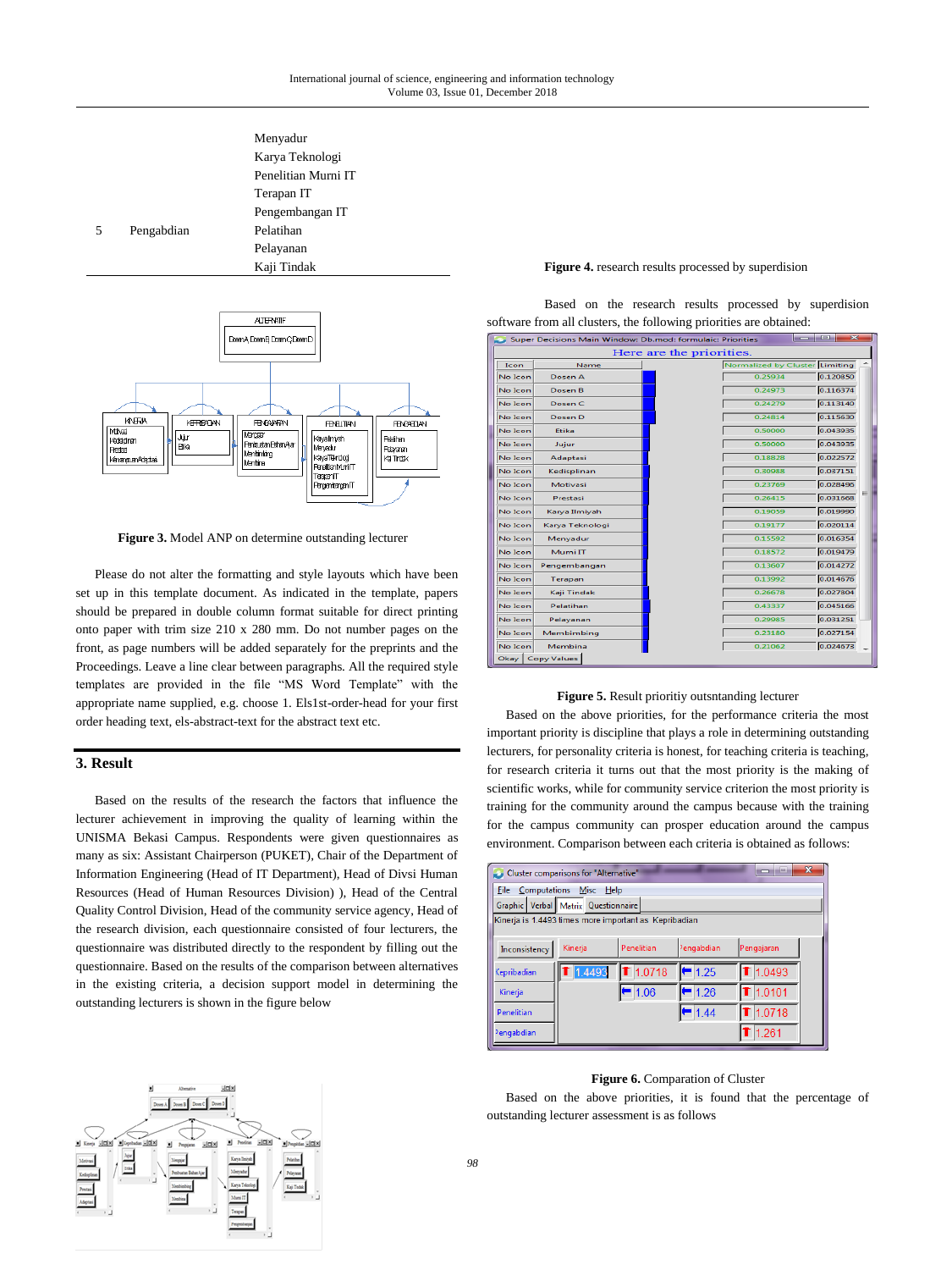| | | Menyadur |
|---|---|---|
| | | Karya Teknologi |
| | | Penelitian Murni IT |
| | | Terapan IT |
| | | Pengembangan IT |
| 5 | Pengabdian | Pelatihan |
| | | Pelayanan |
| | | Kaji Tindak |

**Figure 3.** Model ANP on determine outstanding lecturer

Please do not alter the formatting and style layouts which have been set up in this template document. As indicated in the template, papers should be prepared in double column format suitable for direct printing onto paper with trim size 210 x 280 mm. Do not number pages on the front, as page numbers will be added separately for the preprints and the Proceedings. Leave a line clear between paragraphs. All the required style templates are provided in the file "MS Word Template" with the appropriate name supplied, e.g. choose 1. Els1st-order-head for your first order heading text, els-abstract-text for the abstract text etc.

## 3. Result

Based on the results of the research the factors that influence the lecturer achievement in improving the quality of learning within the UNISMA Bekasi Campus. Respondents were given questionnaires as many as six: Assistant Chairperson (PUKET), Chair of the Department of Information Engineering (Head of IT Department), Head of Divsi Human Resources (Head of Human Resources Division) ), Head of the Central Quality Control Division, Head of the community service agency, Head of the research division, each questionnaire consisted of four lecturers, the questionnaire was distributed directly to the respondent by filling out the questionnaire. Based on the results of the comparison between alternatives in the existing criteria, a decision support model in determining the outstanding lecturers is shown in the figure below

**Figure 4.** research results processed by superdision

Based on the research results processed by superdision software from all clusters, the following priorities are obtained:

| Icon | Name | Normalized by Cluster | Limiting |
|---|---|---|---|
| No Icon | Dosen A | 0.25934 | 0.120850 |
| No Icon | Dosen B | 0.24973 | 0.116374 |
| No Icon | Dosen C | 0.24279 | 0.113140 |
| No Icon | Dosen D | 0.24814 | 0.115630 |
| No Icon | Etika | 0.50000 | 0.043935 |
| No Icon | Jujur | 0.50000 | 0.043935 |
| No Icon | Adaptasi | 0.18828 | 0.022572 |
| No Icon | Kedisplinan | 0.30988 | 0.037151 |
| No Icon | Motivasi | 0.23769 | 0.028496 |
| No Icon | Prestasi | 0.26415 | 0.031668 |
| No Icon | Karya Ilmiyah | 0.19059 | 0.019990 |
| No Icon | Karya Teknologi | 0.19177 | 0.020114 |
| No Icon | Menyadur | 0.15592 | 0.016354 |
| No Icon | Murni IT | 0.18572 | 0.019479 |
| No Icon | Pengembangan | 0.13607 | 0.014272 |
| No Icon | Terapan | 0.13992 | 0.014676 |
| No Icon | Kaji Tindak | 0.26678 | 0.027804 |
| No Icon | Pelatihan | 0.43337 | 0.045165 |
| No Icon | Pelayanan | 0.29985 | 0.031251 |
| No Icon | Membimbing | 0.23180 | 0.027154 |
| No Icon | Membina | 0.21062 | 0.024673 |

**Figure 5.** Result prioritiy outsntanding lecturer

Based on the above priorities, for the performance criteria the most important priority is discipline that plays a role in determining outstanding lecturers, for personality criteria is honest, for teaching criteria is teaching, for research criteria it turns out that the most priority is the making of scientific works, while for community service criterion the most priority is training for the community around the campus because with the training for the campus community can prosper education around the campus environment. Comparison between each criteria is obtained as follows:

Kinerja is 1.4493 times more important as Kepribadian

| Inconsistency | Kinerja | Penelitian | Pengabdian | Pengajaran |
|---|---|---|---|---|
| Kepribadian | 1.4493 | 1.0718 | 1.25 | 1.0493 |
| Kinerja | | 1.06 | 1.26 | 1.0101 |
| Penelitian | | | 1.44 | 1.0718 |
| Pengabdian | | | | 1.261 |

**Figure 6.** Comparation of Cluster

Based on the above priorities, it is found that the percentage of outstanding lecturer assessment is as follows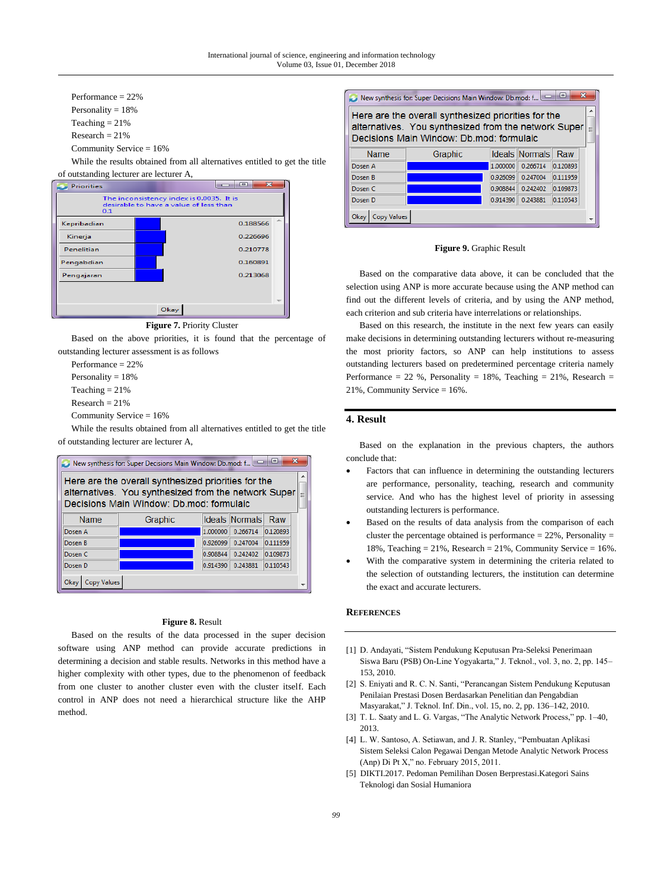Performance = 22%

Personality = 18%

Teaching = 21%

Research = 21%

Community Service = 16%

While the results obtained from all alternatives entitled to get the title of outstanding lecturer are lecturer A,

| Priorities | | |
|---|---|---|
| Kepribadian | | 0.188566 |
| Kinerja | | 0.226696 |
| Penelitian | | 0.210778 |
| Pengabdian | | 0.160891 |
| Pengajaran | | 0.213068 |

The inconsistency index is 0.0035. It is desirable to have a value of less than 0.1

**Figure 7.** Priority Cluster

Based on the above priorities, it is found that the percentage of outstanding lecturer assessment is as follows

Performance = 22%

Personality = 18%

Teaching = 21%

Research = 21%

Community Service = 16%

While the results obtained from all alternatives entitled to get the title of outstanding lecturer are lecturer A,

Here are the overall synthesized priorities for the alternatives. You synthesized from the network Super Decisions Main Window: Db.mod: formulaic

| Name | Graphic | Ideals | Normals | Raw |
|---|---|---|---|---|
| Dosen A | | 1.000000 | 0.266714 | 0.120893 |
| Dosen B | | 0.926099 | 0.247004 | 0.111959 |
| Dosen C | | 0.908844 | 0.242402 | 0.109873 |
| Dosen D | | 0.914390 | 0.243881 | 0.110543 |

**Figure 8.** Result

Based on the results of the data processed in the super decision software using ANP method can provide accurate predictions in determining a decision and stable results. Networks in this method have a higher complexity with other types, due to the phenomenon of feedback from one cluster to another cluster even with the cluster itself. Each control in ANP does not need a hierarchical structure like the AHP method.

Here are the overall synthesized priorities for the alternatives. You synthesized from the network Super Decisions Main Window: Db.mod: formulaic

| Name | Graphic | Ideals | Normals | Raw |
|---|---|---|---|---|
| Dosen A | | 1.000000 | 0.266714 | 0.120893 |
| Dosen B | | 0.926099 | 0.247004 | 0.111959 |
| Dosen C | | 0.908844 | 0.242402 | 0.109873 |
| Dosen D | | 0.914390 | 0.243881 | 0.110543 |

**Figure 9.** Graphic Result

Based on the comparative data above, it can be concluded that the selection using ANP is more accurate because using the ANP method can find out the different levels of criteria, and by using the ANP method, each criterion and sub criteria have interrelations or relationships.

Based on this research, the institute in the next few years can easily make decisions in determining outstanding lecturers without re-measuring the most priority factors, so ANP can help institutions to assess outstanding lecturers based on predetermined percentage criteria namely Performance = 22 %, Personality = 18%, Teaching = 21%, Research = 21%, Community Service = 16%.

## 4. Result

Based on the explanation in the previous chapters, the authors conclude that:

- Factors that can influence in determining the outstanding lecturers are performance, personality, teaching, research and community service. And who has the highest level of priority in assessing outstanding lecturers is performance.
- Based on the results of data analysis from the comparison of each cluster the percentage obtained is performance = 22%, Personality = 18%, Teaching = 21%, Research = 21%, Community Service = 16%.
- With the comparative system in determining the criteria related to the selection of outstanding lecturers, the institution can determine the exact and accurate lecturers.

## References

[1] D. Andayati, "Sistem Pendukung Keputusan Pra-Seleksi Penerimaan Siswa Baru (PSB) On-Line Yogyakarta," J. Teknol., vol. 3, no. 2, pp. 145–153, 2010.

[2] S. Eniyati and R. C. N. Santi, "Perancangan Sistem Pendukung Keputusan Penilaian Prestasi Dosen Berdasarkan Penelitian dan Pengabdian Masyarakat," J. Teknol. Inf. Din., vol. 15, no. 2, pp. 136–142, 2010.

[3] T. L. Saaty and L. G. Vargas, "The Analytic Network Process," pp. 1–40, 2013.

[4] L. W. Santoso, A. Setiawan, and J. R. Stanley, "Pembuatan Aplikasi Sistem Seleksi Calon Pegawai Dengan Metode Analytic Network Process (Anp) Di Pt X," no. February 2015, 2011.

[5] DIKTI.2017. Pedoman Pemilihan Dosen Berprestasi.Kategori Sains Teknologi dan Sosial Humaniora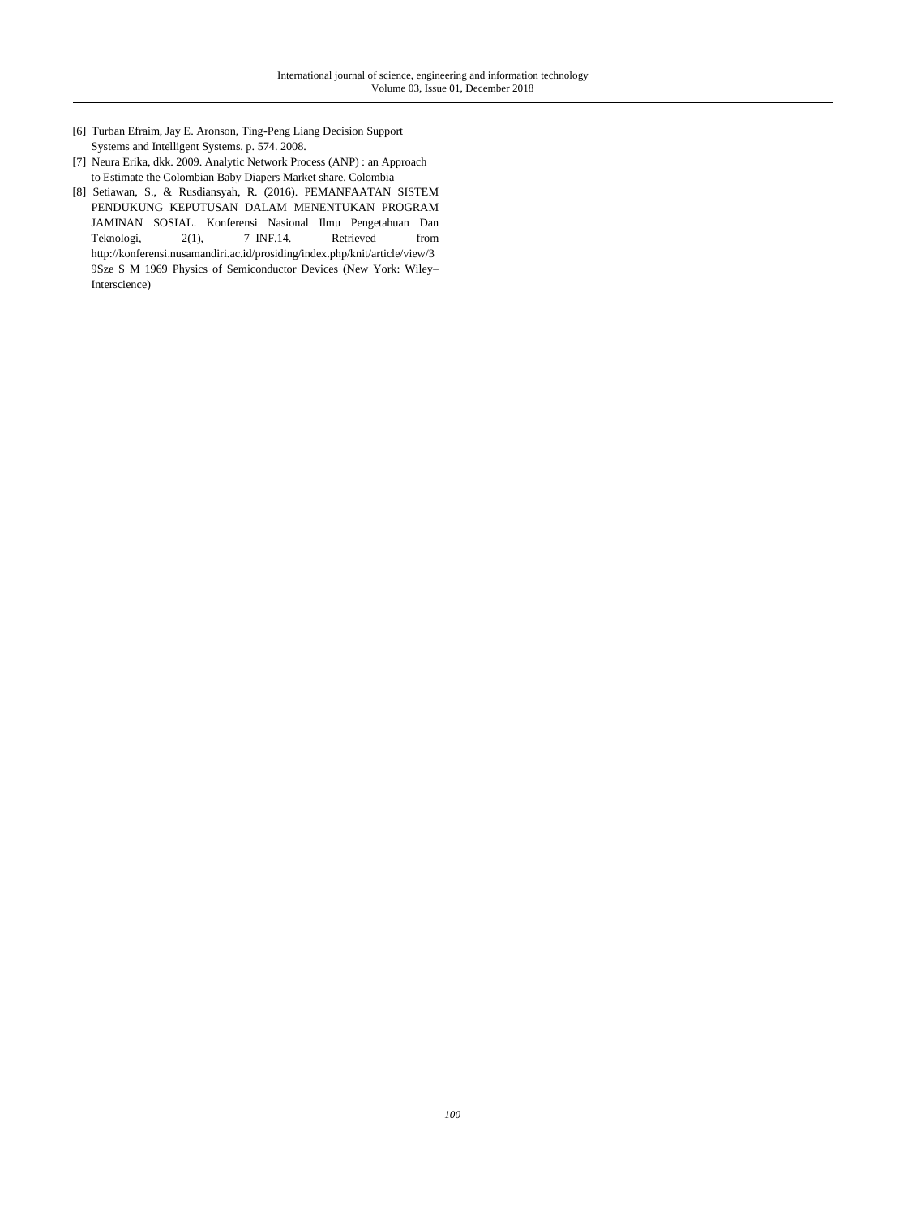[6] Turban Efraim, Jay E. Aronson, Ting-Peng Liang Decision Support Systems and Intelligent Systems. p. 574. 2008.

[7] Neura Erika, dkk. 2009. Analytic Network Process (ANP) : an Approach to Estimate the Colombian Baby Diapers Market share. Colombia

[8] Setiawan, S., & Rusdiansyah, R. (2016). PEMANFAATAN SISTEM PENDUKUNG KEPUTUSAN DALAM MENENTUKAN PROGRAM JAMINAN SOSIAL. Konferensi Nasional Ilmu Pengetahuan Dan Teknologi, 2(1), 7–INF.14. Retrieved from http://konferensi.nusamandiri.ac.id/prosiding/index.php/knit/article/view/3 9Sze S M 1969 Physics of Semiconductor Devices (New York: Wiley–Interscience)